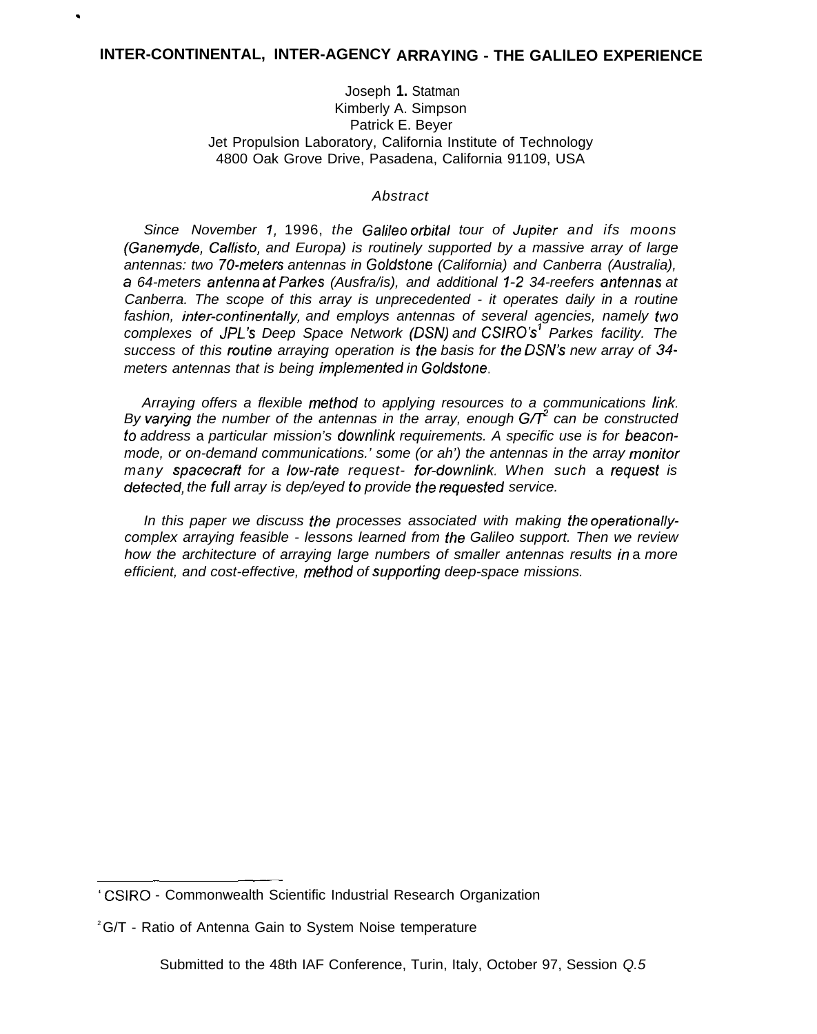# INTER-CONTINENTAL, INTER-AGENCY ARRAYING - THE GALILEO EXPERIENCE

Joseph 1. Statman
Kimberly A. Simpson
Patrick E. Beyer
Jet Propulsion Laboratory, California Institute of Technology
4800 Oak Grove Drive, Pasadena, California 91109, USA

*Abstract*

*Since November 1, 1996, the Galileo orbital tour of Jupiter and ifs moons (Ganemyde, Callisto, and Europa) is routinely supported by a massive array of large antennas: two 70-meters antennas in Goldstone (California) and Canberra (Australia), a 64-meters antenna at Parkes (Ausfra/is), and additional 1-2 34-reefers antennas at Canberra. The scope of this array is unprecedented - it operates daily in a routine fashion, inter-continentally, and employs antennas of several agencies, namely two complexes of JPL's Deep Space Network (DSN) and CSIRO's[1] Parkes facility. The success of this routine arraying operation is the basis for the DSN's new array of 34-meters antennas that is being implemented in Goldstone.*

*Arraying offers a flexible method to applying resources to a communications link. By varying the number of the antennas in the array, enough G/T[2] can be constructed to address a particular mission's downlink requirements. A specific use is for beacon-mode, or on-demand communications.' some (or ah') the antennas in the array monitor many spacecraft for a low-rate request- for-downlink. When such a request is detected, the full array is dep/eyed to provide the requested service.*

*In this paper we discuss the processes associated with making the operationally-complex arraying feasible - lessons learned from the Galileo support. Then we review how the architecture of arraying large numbers of smaller antennas results in a more efficient, and cost-effective, method of supporting deep-space missions.*

---

[1] CSIRO - Commonwealth Scientific Industrial Research Organization

[2] G/T - Ratio of Antenna Gain to System Noise temperature

Submitted to the 48th IAF Conference, Turin, Italy, October 97, Session *Q.5*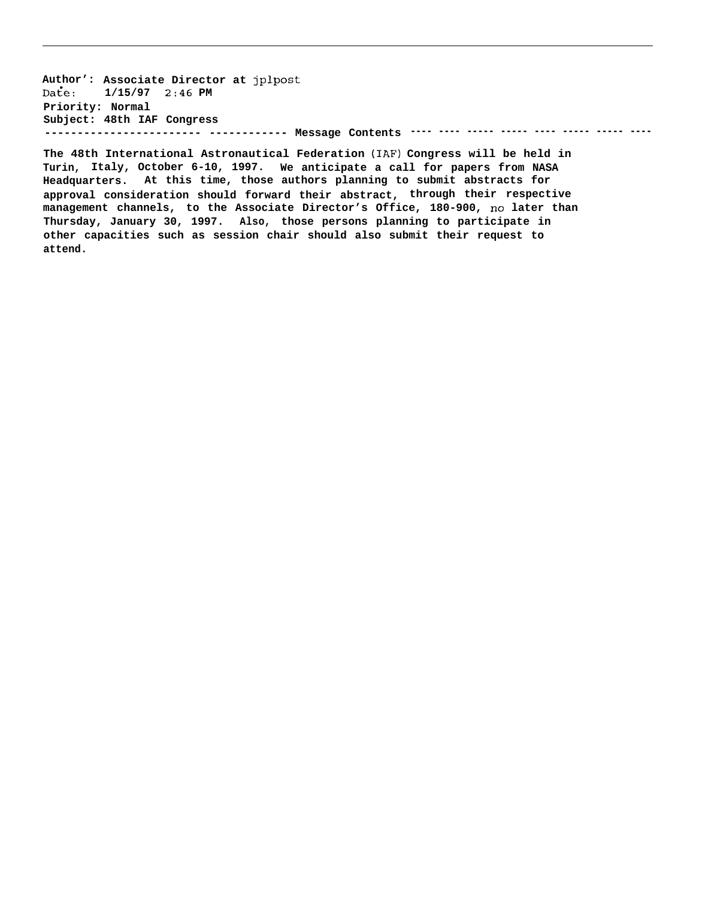**Author': Associate Director at** jplpost
Date: **1/15/97** 2:46 **PM**
**Priority: Normal**
**Subject: 48th IAF Congress**

**------------------------ ------------ Message Contents ---- ---- ----- ----- ---- ----- ----- ----**

**The 48th International Astronautical Federation** (IAF) **Congress will be held in Turin, Italy, October 6-10, 1997. We anticipate a call for papers from NASA Headquarters. At this time, those authors planning to submit abstracts for approval consideration should forward their abstract, through their respective management channels, to the Associate Director's Office, 180-900,** no **later than Thursday, January 30, 1997. Also, those persons planning to participate in other capacities such as session chair should also submit their request to attend.**